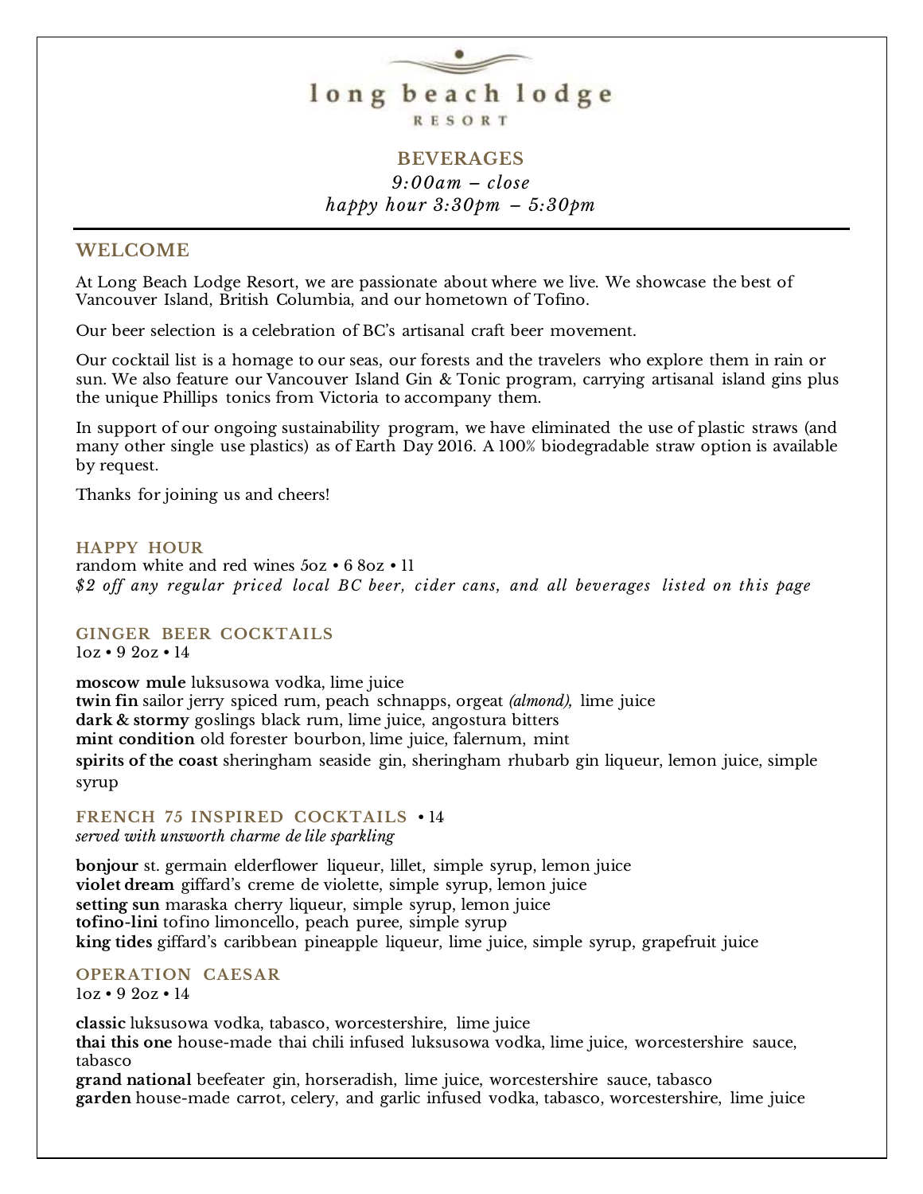# long beach lodge

RESORT

## BEVERAGES

*9:00am – close*

*happy hour 3:30pm – 5:30pm*

## WELCOME

At Long Beach Lodge Resort, we are passionate about where we live. We showcase the best of Vancouver Island, British Columbia, and our hometown of Tofino.

Our beer selection is a celebration of BC's artisanal craft beer movement.

Our cocktail list is a homage to our seas, our forests and the travelers who explore them in rain or sun. We also feature our Vancouver Island Gin & Tonic program, carrying artisanal island gins plus the unique Phillips tonics from Victoria to accompany them.

In support of our ongoing sustainability program, we have eliminated the use of plastic straws (and many other single use plastics) as of Earth Day 2016. A 100% biodegradable straw option is available by request.

Thanks for joining us and cheers!

### HAPPY HOUR

random white and red wines 5oz • 6 8oz • 11

*$2 off any regular priced local BC beer, cider cans, and all beverages listed on this page*

### GINGER BEER COCKTAILS

1oz • 9 2oz • 14

**moscow mule** luksusowa vodka, lime juice
**twin fin** sailor jerry spiced rum, peach schnapps, orgeat *(almond),* lime juice
**dark & stormy** goslings black rum, lime juice, angostura bitters
**mint condition** old forester bourbon, lime juice, falernum, mint
**spirits of the coast** sheringham seaside gin, sheringham rhubarb gin liqueur, lemon juice, simple syrup

### FRENCH 75 INSPIRED COCKTAILS • 14

*served with unsworth charme de lile sparkling*

**bonjour** st. germain elderflower liqueur, lillet, simple syrup, lemon juice
**violet dream** giffard's creme de violette, simple syrup, lemon juice
**setting sun** maraska cherry liqueur, simple syrup, lemon juice
**tofino-lini** tofino limoncello, peach puree, simple syrup
**king tides** giffard's caribbean pineapple liqueur, lime juice, simple syrup, grapefruit juice

### OPERATION CAESAR

1oz • 9 2oz • 14

**classic** luksusowa vodka, tabasco, worcestershire, lime juice
**thai this one** house-made thai chili infused luksusowa vodka, lime juice, worcestershire sauce, tabasco
**grand national** beefeater gin, horseradish, lime juice, worcestershire sauce, tabasco
**garden** house-made carrot, celery, and garlic infused vodka, tabasco, worcestershire, lime juice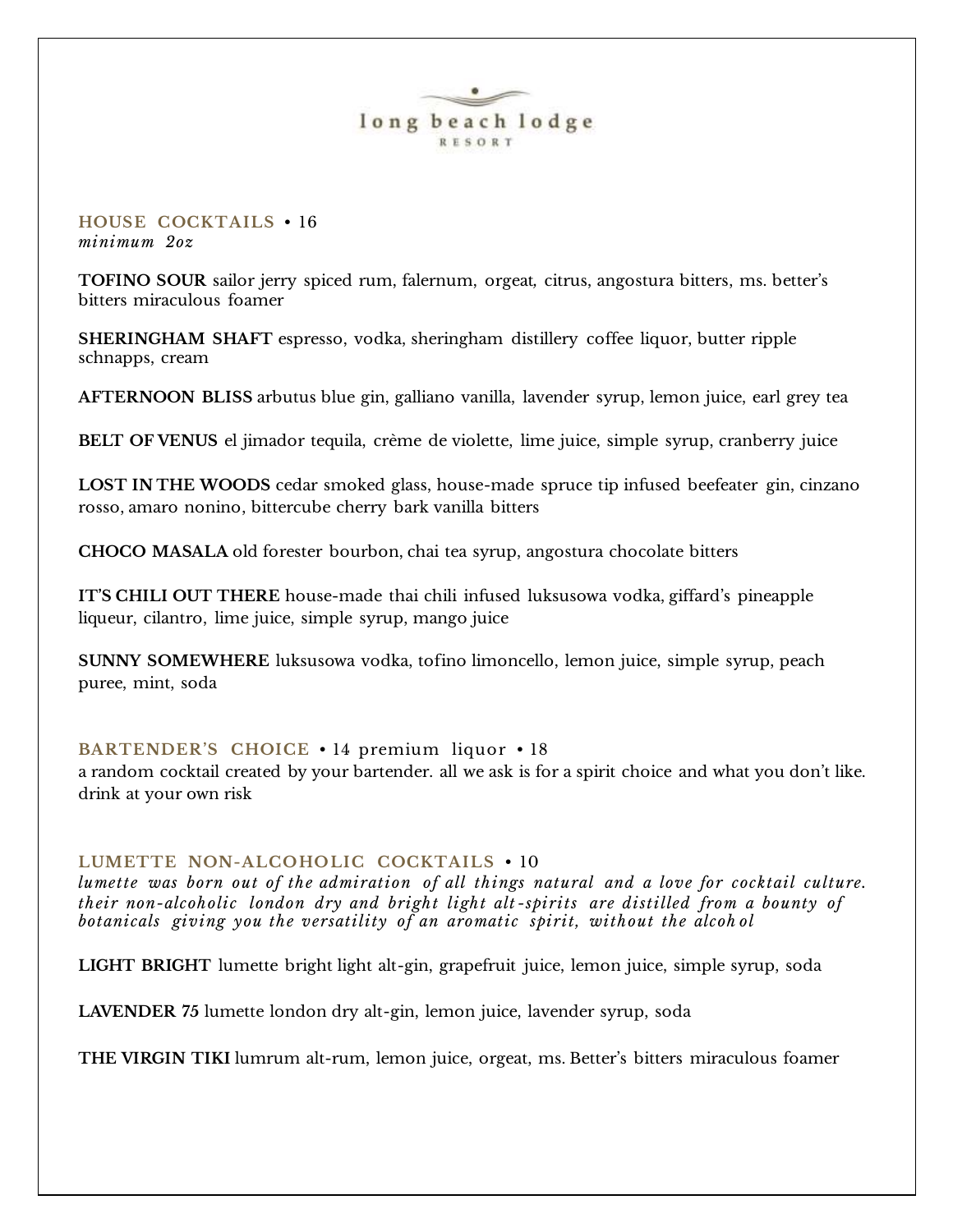long beach lodge

RESORT

## HOUSE COCKTAILS • 16

*minimum 2oz*

**TOFINO SOUR** sailor jerry spiced rum, falernum, orgeat, citrus, angostura bitters, ms. better's bitters miraculous foamer

**SHERINGHAM SHAFT** espresso, vodka, sheringham distillery coffee liquor, butter ripple schnapps, cream

**AFTERNOON BLISS** arbutus blue gin, galliano vanilla, lavender syrup, lemon juice, earl grey tea

**BELT OF VENUS** el jimador tequila, crème de violette, lime juice, simple syrup, cranberry juice

**LOST IN THE WOODS** cedar smoked glass, house-made spruce tip infused beefeater gin, cinzano rosso, amaro nonino, bittercube cherry bark vanilla bitters

**CHOCO MASALA** old forester bourbon, chai tea syrup, angostura chocolate bitters

**IT'S CHILI OUT THERE** house-made thai chili infused luksusowa vodka, giffard's pineapple liqueur, cilantro, lime juice, simple syrup, mango juice

**SUNNY SOMEWHERE** luksusowa vodka, tofino limoncello, lemon juice, simple syrup, peach puree, mint, soda

## BARTENDER'S CHOICE • 14 premium liquor • 18

a random cocktail created by your bartender. all we ask is for a spirit choice and what you don't like. drink at your own risk

## LUMETTE NON-ALCOHOLIC COCKTAILS • 10

*lumette was born out of the admiration of all things natural and a love for cocktail culture. their non-alcoholic london dry and bright light alt-spirits are distilled from a bounty of botanicals giving you the versatility of an aromatic spirit, without the alcohol*

**LIGHT BRIGHT** lumette bright light alt-gin, grapefruit juice, lemon juice, simple syrup, soda

**LAVENDER 75** lumette london dry alt-gin, lemon juice, lavender syrup, soda

**THE VIRGIN TIKI** lumrum alt-rum, lemon juice, orgeat, ms. Better's bitters miraculous foamer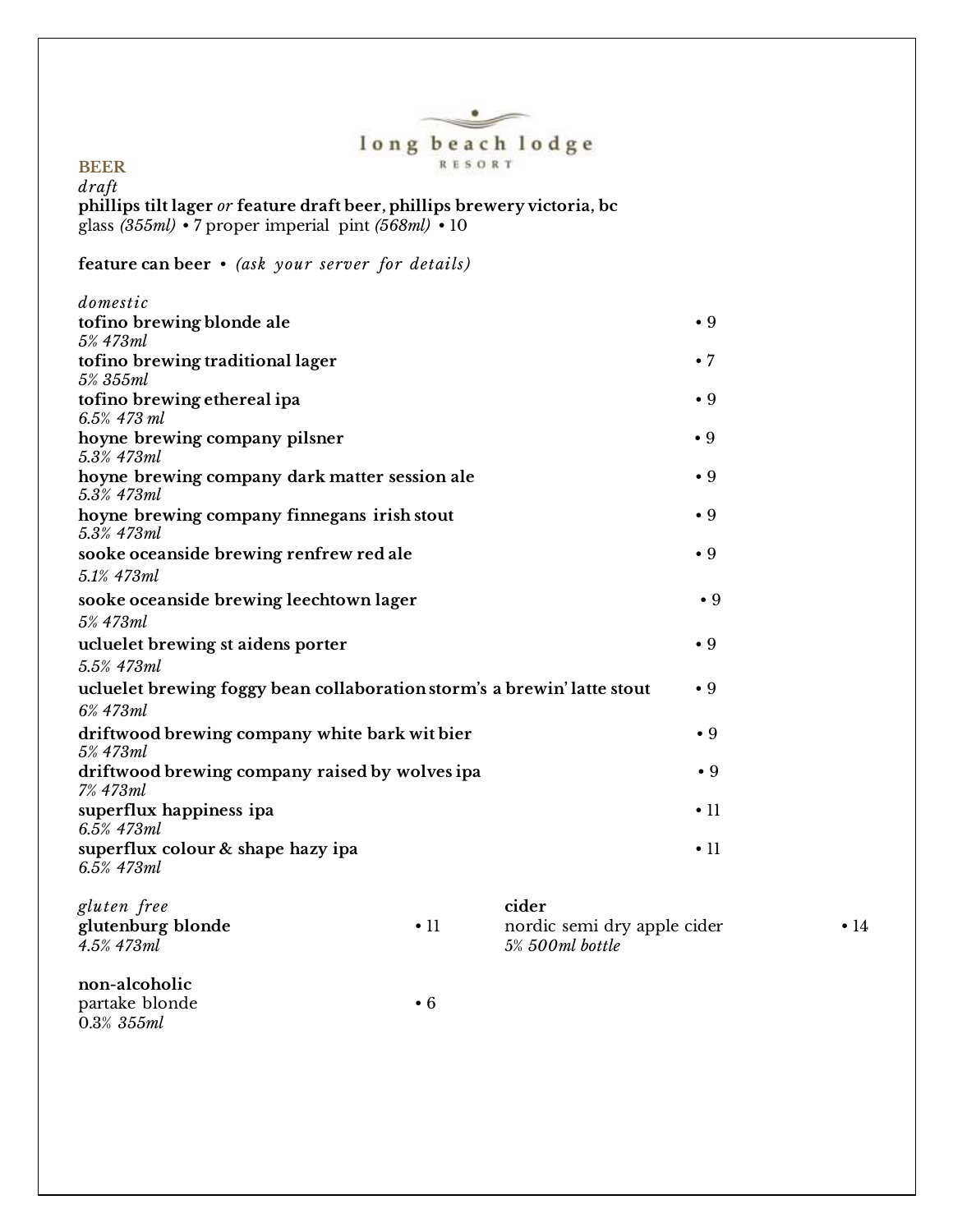long beach lodge
RESORT

## BEER

*draft*

**phillips tilt lager** *or* **feature draft beer, phillips brewery victoria, bc**
glass *(355ml)* • 7 proper imperial pint *(568ml)* • 10

**feature can beer** • *(ask your server for details)*

*domestic*

**tofino brewing blonde ale** • 9
*5% 473ml*

**tofino brewing traditional lager** • 7
*5% 355ml*

**tofino brewing ethereal ipa** • 9
*6.5% 473 ml*

**hoyne brewing company pilsner** • 9
*5.3% 473ml*

**hoyne brewing company dark matter session ale** • 9
*5.3% 473ml*

**hoyne brewing company finnegans irish stout** • 9
*5.3% 473ml*

**sooke oceanside brewing renfrew red ale** • 9
*5.1% 473ml*

**sooke oceanside brewing leechtown lager** • 9
*5% 473ml*

**ucluelet brewing st aidens porter** • 9
*5.5% 473ml*

**ucluelet brewing foggy bean collaboration storm's a brewin' latte stout** • 9
*6% 473ml*

**driftwood brewing company white bark wit bier** • 9
*5% 473ml*

**driftwood brewing company raised by wolves ipa** • 9
*7% 473ml*

**superflux happiness ipa** • 11
*6.5% 473ml*

**superflux colour & shape hazy ipa** • 11
*6.5% 473ml*

*gluten free*

**glutenburg blonde** • 11
*4.5% 473ml*

**cider**

nordic semi dry apple cider • 14
*5% 500ml bottle*

**non-alcoholic**

partake blonde • 6
0.3% *355ml*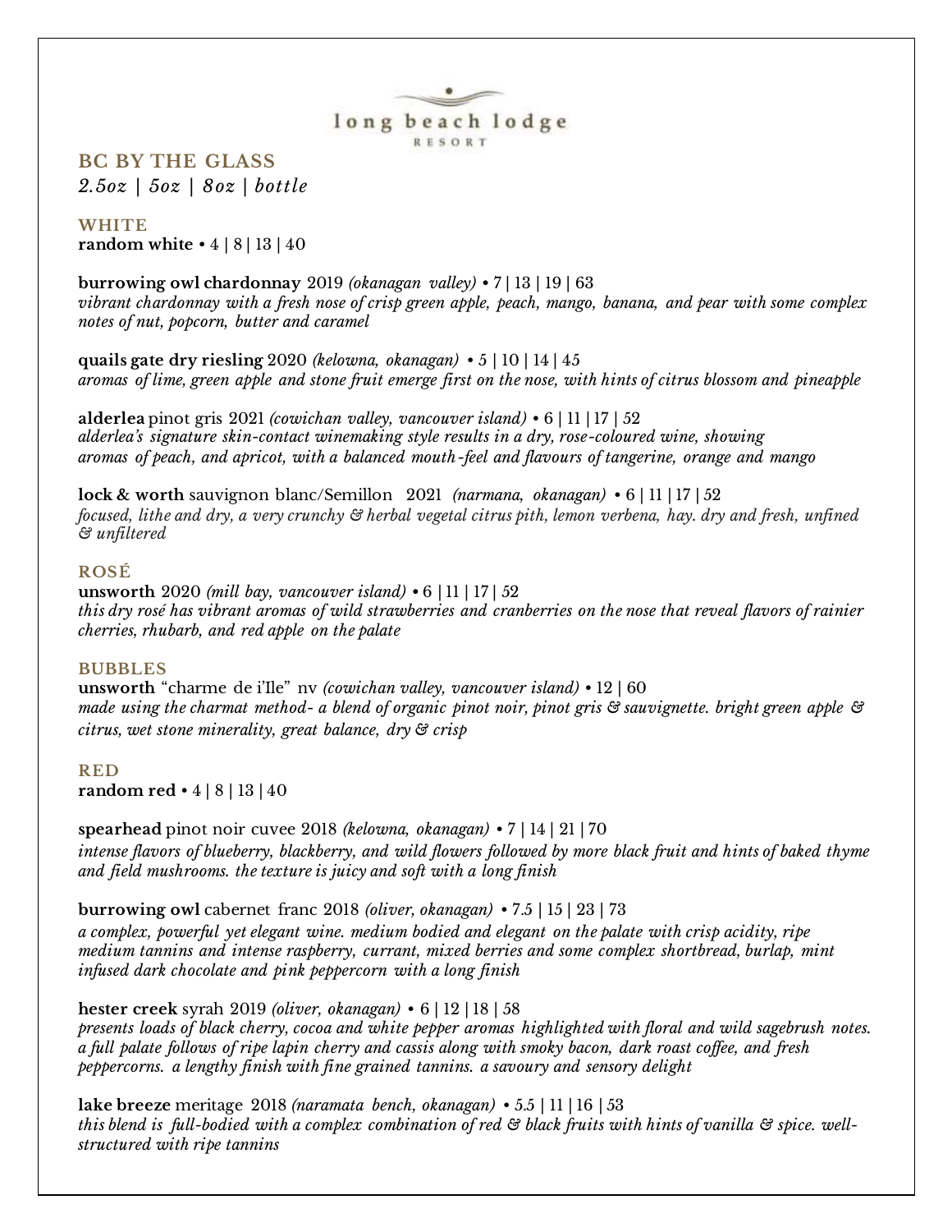long beach lodge
RESORT

## BC BY THE GLASS

*2.5oz | 5oz | 8oz | bottle*

### WHITE

**random white** • 4 | 8 | 13 | 40

**burrowing owl chardonnay** 2019 *(okanagan valley)* • 7 | 13 | 19 | 63
*vibrant chardonnay with a fresh nose of crisp green apple, peach, mango, banana, and pear with some complex notes of nut, popcorn, butter and caramel*

**quails gate dry riesling** 2020 *(kelowna, okanagan)* • 5 | 10 | 14 | 45
*aromas of lime, green apple and stone fruit emerge first on the nose, with hints of citrus blossom and pineapple*

**alderlea** pinot gris 2021 *(cowichan valley, vancouver island)* • 6 | 11 | 17 | 52
*alderlea's signature skin-contact winemaking style results in a dry, rose-coloured wine, showing aromas of peach, and apricot, with a balanced mouth-feel and flavours of tangerine, orange and mango*

**lock & worth** sauvignon blanc/Semillon 2021 *(narmana, okanagan)* • 6 | 11 | 17 | 52
*focused, lithe and dry, a very crunchy & herbal vegetal citrus pith, lemon verbena, hay. dry and fresh, unfined & unfiltered*

### ROSÉ

**unsworth** 2020 *(mill bay, vancouver island)* • 6 | 11 | 17 | 52
*this dry rosé has vibrant aromas of wild strawberries and cranberries on the nose that reveal flavors of rainier cherries, rhubarb, and red apple on the palate*

### BUBBLES

**unsworth** "charme de i'Ile" nv *(cowichan valley, vancouver island)* • 12 | 60
*made using the charmat method- a blend of organic pinot noir, pinot gris & sauvignette. bright green apple & citrus, wet stone minerality, great balance, dry & crisp*

### RED

**random red** • 4 | 8 | 13 | 40

**spearhead** pinot noir cuvee 2018 *(kelowna, okanagan)* • 7 | 14 | 21 | 70
*intense flavors of blueberry, blackberry, and wild flowers followed by more black fruit and hints of baked thyme and field mushrooms. the texture is juicy and soft with a long finish*

**burrowing owl** cabernet franc 2018 *(oliver, okanagan)* • 7.5 | 15 | 23 | 73
*a complex, powerful yet elegant wine. medium bodied and elegant on the palate with crisp acidity, ripe medium tannins and intense raspberry, currant, mixed berries and some complex shortbread, burlap, mint infused dark chocolate and pink peppercorn with a long finish*

**hester creek** syrah 2019 *(oliver, okanagan)* • 6 | 12 | 18 | 58
*presents loads of black cherry, cocoa and white pepper aromas highlighted with floral and wild sagebrush notes. a full palate follows of ripe lapin cherry and cassis along with smoky bacon, dark roast coffee, and fresh peppercorns. a lengthy finish with fine grained tannins. a savoury and sensory delight*

**lake breeze** meritage 2018 *(naramata bench, okanagan)* • 5.5 | 11 | 16 | 53
*this blend is full-bodied with a complex combination of red & black fruits with hints of vanilla & spice. well-structured with ripe tannins*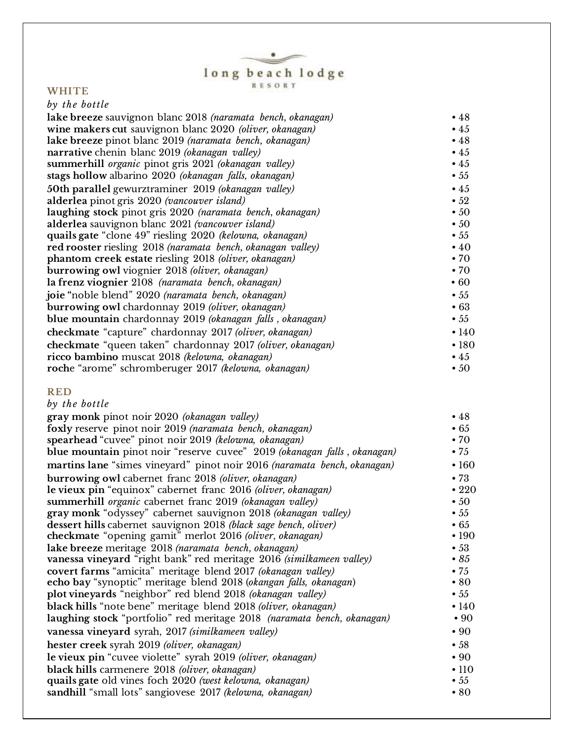long beach lodge
RESORT

## WHITE

*by the bottle*

| | |
|---|---|
| **lake breeze** sauvignon blanc 2018 *(naramata bench, okanagan)* | • 48 |
| **wine makers cut** sauvignon blanc 2020 *(oliver, okanagan)* | • 45 |
| **lake breeze** pinot blanc 2019 *(naramata bench, okanagan)* | • 48 |
| **narrative** chenin blanc 2019 *(okanagan valley)* | • 45 |
| **summerhill** *organic* pinot gris 2021 *(okanagan valley)* | • 45 |
| **stags hollow** albarino 2020 *(okanagan falls, okanagan)* | • 55 |
| **50th parallel** gewurztraminer 2019 *(okanagan valley)* | • 45 |
| **alderlea** pinot gris 2020 *(vancouver island)* | • 52 |
| **laughing stock** pinot gris 2020 *(naramata bench, okanagan)* | • 50 |
| **alderlea** sauvignon blanc 2021 *(vancouver island)* | • 50 |
| **quails gate** "clone 49" riesling 2020 *(kelowna, okanagan)* | • 55 |
| **red rooster** riesling 2018 *(naramata bench, okanagan valley)* | • 40 |
| **phantom creek estate** riesling 2018 *(oliver, okanagan)* | • 70 |
| **burrowing owl** viognier 2018 *(oliver, okanagan)* | • 70 |
| **la frenz viognier** 2108 *(naramata bench, okanagan)* | • 60 |
| **joie** "noble blend" 2020 *(naramata bench, okanagan)* | • 55 |
| **burrowing owl** chardonnay 2019 *(oliver, okanagan)* | • 63 |
| **blue mountain** chardonnay 2019 *(okanagan falls , okanagan)* | • 55 |
| **checkmate** "capture" chardonnay 2017 *(oliver, okanagan)* | • 140 |
| **checkmate** "queen taken" chardonnay 2017 *(oliver, okanagan)* | • 180 |
| **ricco bambino** muscat 2018 *(kelowna, okanagan)* | • 45 |
| **roche** "arome" schromberuger 2017 *(kelowna, okanagan)* | • 50 |

## RED

*by the bottle*

| | |
|---|---|
| **gray monk** pinot noir 2020 *(okanagan valley)* | • 48 |
| **foxly** reserve pinot noir 2019 *(naramata bench, okanagan)* | • 65 |
| **spearhead** "cuvee" pinot noir 2019 *(kelowna, okanagan)* | • 70 |
| **blue mountain** pinot noir "reserve cuvee" 2019 *(okanagan falls , okanagan)* | • 75 |
| **martins lane** "simes vineyard" pinot noir 2016 *(naramata bench, okanagan)* | • 160 |
| **burrowing owl** cabernet franc 2018 *(oliver, okanagan)* | • 73 |
| **le vieux pin** "equinox" cabernet franc 2016 *(oliver, okanagan)* | • 220 |
| **summerhill** *organic* cabernet franc 2019 *(okanagan valley)* | • 50 |
| **gray monk** "odyssey" cabernet sauvignon 2018 *(okanagan valley)* | • 55 |
| **dessert hills** cabernet sauvignon 2018 *(black sage bench, oliver)* | • 65 |
| **checkmate** "opening gamit" merlot 2016 *(oliver, okanagan)* | • 190 |
| **lake breeze** meritage 2018 *(naramata bench, okanagan)* | • 53 |
| **vanessa vineyard** "right bank" red meritage 2016 *(similkameen valley)* | • 85 |
| **covert farms** "amicita" meritage blend 2017 *(okanagan valley)* | • 75 |
| **echo bay** "synoptic" meritage blend 2018 (*okangan falls, okanagan*) | • 80 |
| **plot vineyards** "neighbor" red blend 2018 *(okanagan valley)* | • 55 |
| **black hills** "note bene" meritage blend 2018 *(oliver, okanagan)* | • 140 |
| **laughing stock** "portfolio" red meritage 2018 *(naramata bench, okanagan)* | • 90 |
| **vanessa vineyard** syrah, 2017 *(similkameen valley)* | • 90 |
| **hester creek** syrah 2019 *(oliver, okanagan)* | • 58 |
| **le vieux pin** "cuvee violette" syrah 2019 *(oliver, okanagan)* | • 90 |
| **black hills** carmenere 2018 *(oliver, okanagan)* | • 110 |
| **quails gate** old vines foch 2020 *(west kelowna, okanagan)* | • 55 |
| **sandhill** "small lots" sangiovese 2017 *(kelowna, okanagan)* | • 80 |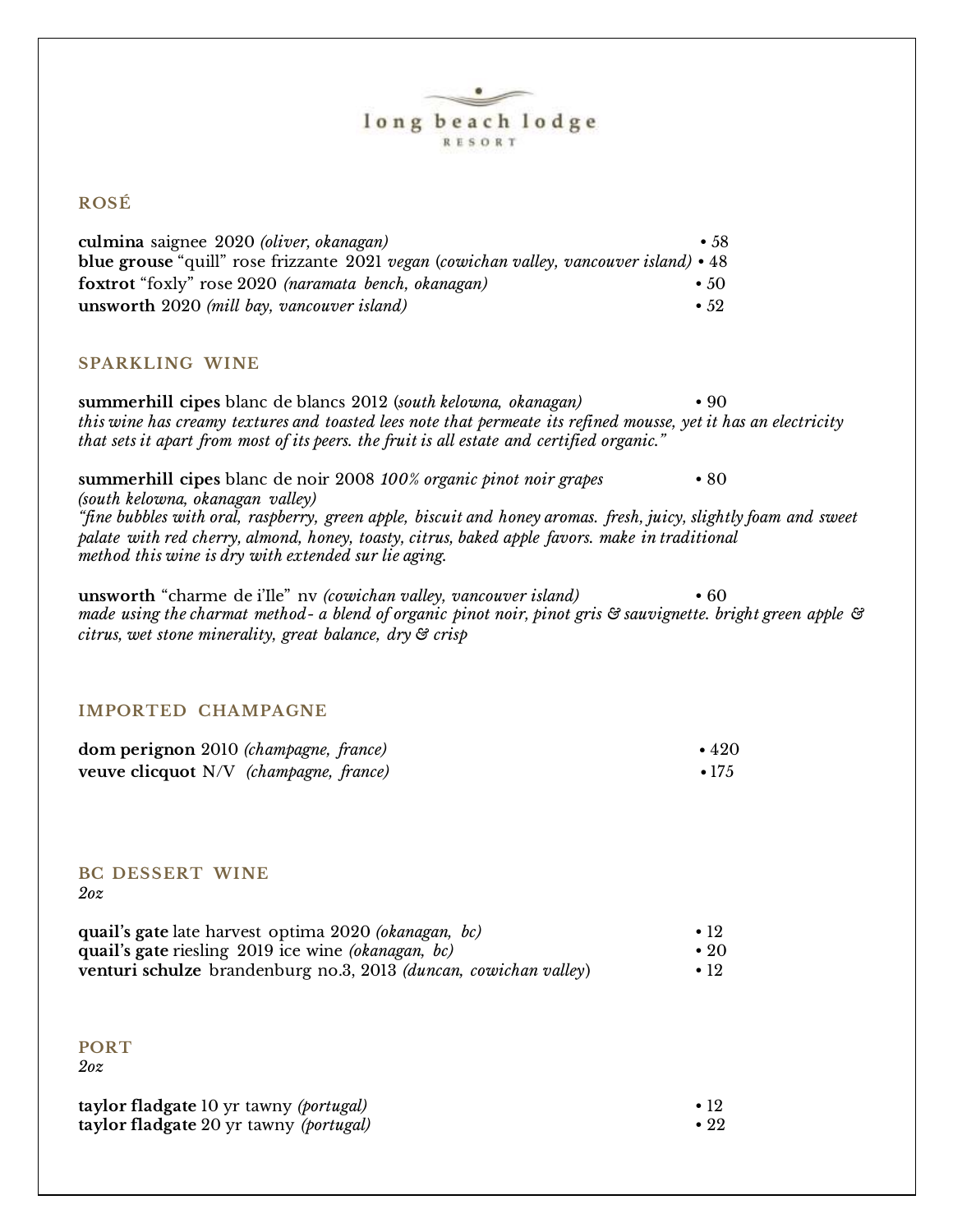# long beach lodge RESORT

## ROSÉ

**culmina** saignee 2020 *(oliver, okanagan)* • 58
**blue grouse** "quill" rose frizzante 2021 *vegan* (*cowichan valley, vancouver island)* • 48
**foxtrot** "foxly" rose 2020 *(naramata bench, okanagan)* • 50
**unsworth** 2020 *(mill bay, vancouver island)* • 52

## SPARKLING WINE

**summerhill cipes** blanc de blancs 2012 (*south kelowna, okanagan)* • 90
*this wine has creamy textures and toasted lees note that permeate its refined mousse, yet it has an electricity that sets it apart from most of its peers. the fruit is all estate and certified organic."*

**summerhill cipes** blanc de noir 2008 *100% organic pinot noir grapes* • 80
*(south kelowna, okanagan valley)*
*"fine bubbles with oral, raspberry, green apple, biscuit and honey aromas. fresh, juicy, slightly foam and sweet palate with red cherry, almond, honey, toasty, citrus, baked apple favors. make in traditional method this wine is dry with extended sur lie aging.*

**unsworth** "charme de i'Ile" nv *(cowichan valley, vancouver island)* • 60
*made using the charmat method- a blend of organic pinot noir, pinot gris & sauvignette. bright green apple & citrus, wet stone minerality, great balance, dry & crisp*

## IMPORTED CHAMPAGNE

**dom perignon** 2010 *(champagne, france)* • 420
**veuve clicquot** N/V *(champagne, france)* • 175

## BC DESSERT WINE

*2oz*

**quail's gate** late harvest optima 2020 *(okanagan, bc)* • 12
**quail's gate** riesling 2019 ice wine *(okanagan, bc)* • 20
**venturi schulze** brandenburg no.3, 2013 *(duncan, cowichan valley*) • 12

## PORT

*2oz*

**taylor fladgate** 10 yr tawny *(portugal)* • 12
**taylor fladgate** 20 yr tawny *(portugal)* • 22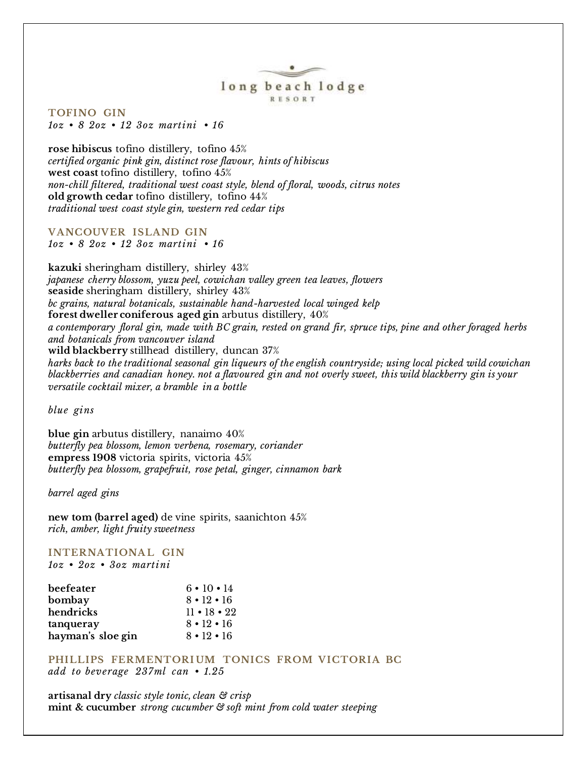long beach lodge

RESORT

## TOFINO GIN

*1oz • 8 2oz • 12 3oz martini • 16*

**rose hibiscus** tofino distillery, tofino 45%
*certified organic pink gin, distinct rose flavour, hints of hibiscus*
**west coast** tofino distillery, tofino 45%
*non-chill filtered, traditional west coast style, blend of floral, woods, citrus notes*
**old growth cedar** tofino distillery, tofino 44%
*traditional west coast style gin, western red cedar tips*

## VANCOUVER ISLAND GIN

*1oz • 8 2oz • 12 3oz martini • 16*

**kazuki** sheringham distillery, shirley 43%
*japanese cherry blossom, yuzu peel, cowichan valley green tea leaves, flowers*
**seaside** sheringham distillery, shirley 43%
*bc grains, natural botanicals, sustainable hand-harvested local winged kelp*
**forest dweller coniferous aged gin** arbutus distillery, 40%
*a contemporary floral gin, made with BC grain, rested on grand fir, spruce tips, pine and other foraged herbs and botanicals from vancouver island*
**wild blackberry** stillhead distillery, duncan 37%
*harks back to the traditional seasonal gin liqueurs of the english countryside; using local picked wild cowichan blackberries and canadian honey. not a flavoured gin and not overly sweet, this wild blackberry gin is your versatile cocktail mixer, a bramble in a bottle*

*blue gins*

**blue gin** arbutus distillery, nanaimo 40%
*butterfly pea blossom, lemon verbena, rosemary, coriander*
**empress 1908** victoria spirits, victoria 45%
*butterfly pea blossom, grapefruit, rose petal, ginger, cinnamon bark*

*barrel aged gins*

**new tom (barrel aged)** de vine spirits, saanichton 45%
*rich, amber, light fruity sweetness*

## INTERNATIONAL GIN

*1oz • 2oz • 3oz martini*

| | |
|---|---|
| **beefeater** | 6 • 10 • 14 |
| **bombay** | 8 • 12 • 16 |
| **hendricks** | 11 • 18 • 22 |
| **tanqueray** | 8 • 12 • 16 |
| **hayman's sloe gin** | 8 • 12 • 16 |

## PHILLIPS FERMENTORIUM TONICS FROM VICTORIA BC

*add to beverage 237ml can • 1.25*

**artisanal dry** *classic style tonic, clean & crisp*
**mint & cucumber** *strong cucumber & soft mint from cold water steeping*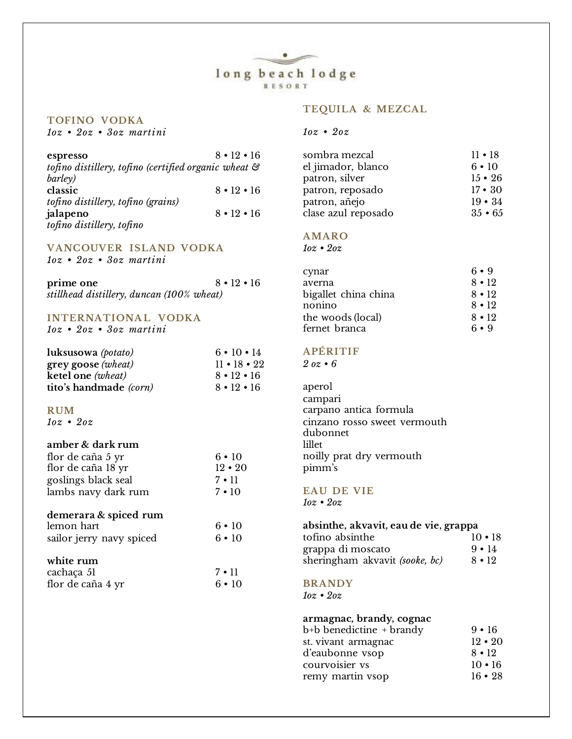long beach lodge RESORT

## TOFINO VODKA
*1oz • 2oz • 3oz martini*

**espresso** 8 • 12 • 16
*tofino distillery, tofino (certified organic wheat & barley)*
**classic** 8 • 12 • 16
*tofino distillery, tofino (grains)*
**jalapeno** 8 • 12 • 16
*tofino distillery, tofino*

## VANCOUVER ISLAND VODKA
*1oz • 2oz • 3oz martini*

**prime one** 8 • 12 • 16
*stillhead distillery, duncan (100% wheat)*

## INTERNATIONAL VODKA
*1oz • 2oz • 3oz martini*

**luksusowa** *(potato)* 6 • 10 • 14
**grey goose** *(wheat)* 11 • 18 • 22
**ketel one** *(wheat)* 8 • 12 • 16
**tito's handmade** *(corn)* 8 • 12 • 16

## RUM
*1oz • 2oz*

**amber & dark rum**
flor de caña 5 yr 6 • 10
flor de caña 18 yr 12 • 20
goslings black seal 7 • 11
lambs navy dark rum 7 • 10

**demerara & spiced rum**
lemon hart 6 • 10
sailor jerry navy spiced 6 • 10

**white rum**
cachaça 51 7 • 11
flor de caña 4 yr 6 • 10

## TEQUILA & MEZCAL
*1oz • 2oz*

sombra mezcal 11 • 18
el jimador, blanco 6 • 10
patron, silver 15 • 26
patron, reposado 17 • 30
patron, añejo 19 • 34
clase azul reposado 35 • 65

## AMARO
*1oz • 2oz*

cynar 6 • 9
averna 8 • 12
bigallet china china 8 • 12
nonino 8 • 12
the woods (local) 8 • 12
fernet branca 6 • 9

## APÉRITIF
*2 oz • 6*

aperol
campari
carpano antica formula
cinzano rosso sweet vermouth
dubonnet
lillet
noilly prat dry vermouth
pimm's

## EAU DE VIE
*1oz • 2oz*

**absinthe, akvavit, eau de vie, grappa**
tofino absinthe 10 • 18
grappa di moscato 9 • 14
sheringham akvavit *(sooke, bc)* 8 • 12

## BRANDY
*1oz • 2oz*

**armagnac, brandy, cognac**
b+b benedictine + brandy 9 • 16
st. vivant armagnac 12 • 20
d'eaubonne vsop 8 • 12
courvoisier vs 10 • 16
remy martin vsop 16 • 28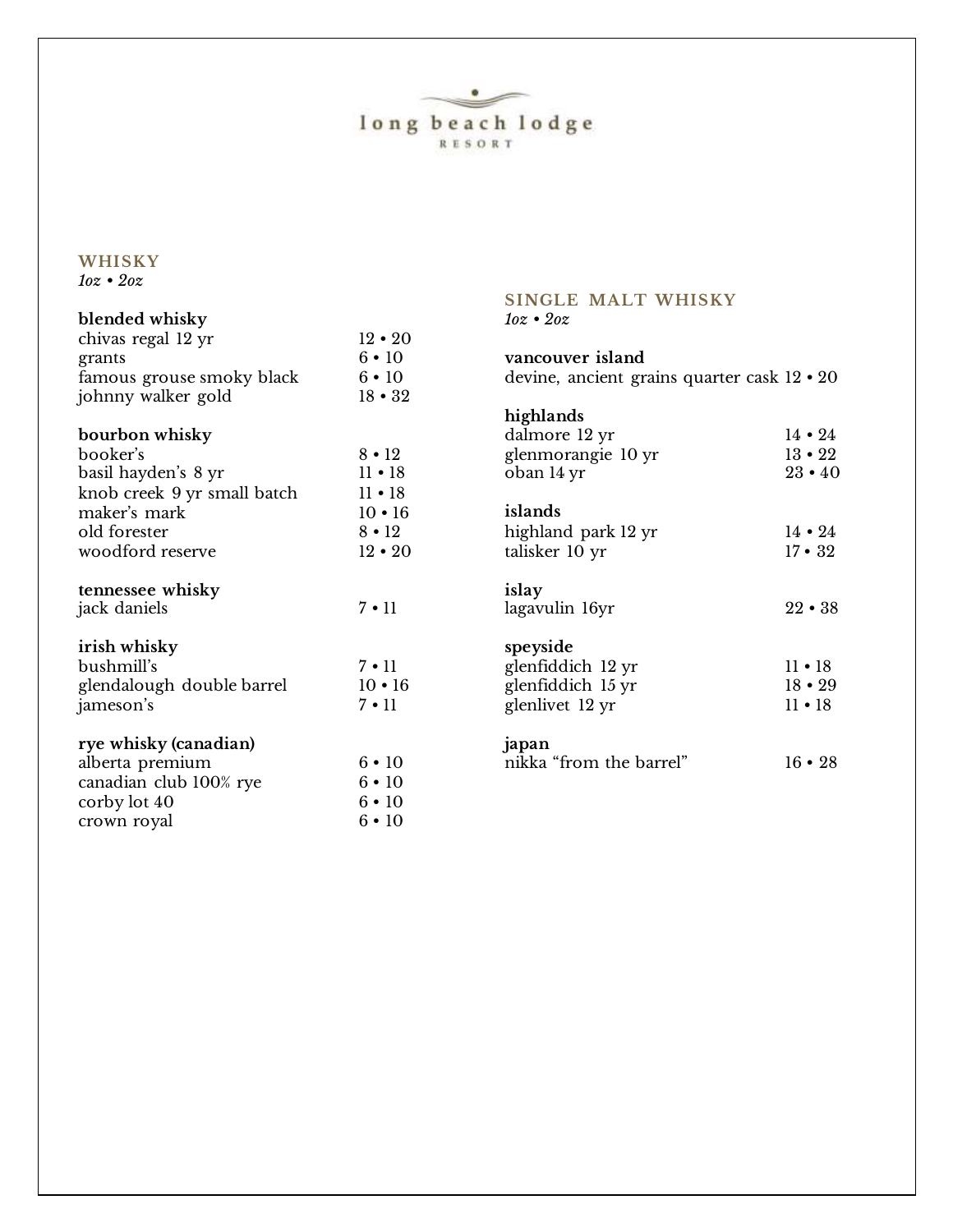long beach lodge
RESORT

## WHISKY

*1oz • 2oz*

**blended whisky**

| | |
|---|---|
| chivas regal 12 yr | 12 • 20 |
| grants | 6 • 10 |
| famous grouse smoky black | 6 • 10 |
| johnny walker gold | 18 • 32 |

**bourbon whisky**

| | |
|---|---|
| booker's | 8 • 12 |
| basil hayden's 8 yr | 11 • 18 |
| knob creek 9 yr small batch | 11 • 18 |
| maker's mark | 10 • 16 |
| old forester | 8 • 12 |
| woodford reserve | 12 • 20 |

**tennessee whisky**

| | |
|---|---|
| jack daniels | 7 • 11 |

**irish whisky**

| | |
|---|---|
| bushmill's | 7 • 11 |
| glendalough double barrel | 10 • 16 |
| jameson's | 7 • 11 |

**rye whisky (canadian)**

| | |
|---|---|
| alberta premium | 6 • 10 |
| canadian club 100% rye | 6 • 10 |
| corby lot 40 | 6 • 10 |
| crown royal | 6 • 10 |

## SINGLE MALT WHISKY

*1oz • 2oz*

**vancouver island**

| | |
|---|---|
| devine, ancient grains quarter cask | 12 • 20 |

**highlands**

| | |
|---|---|
| dalmore 12 yr | 14 • 24 |
| glenmorangie 10 yr | 13 • 22 |
| oban 14 yr | 23 • 40 |

**islands**

| | |
|---|---|
| highland park 12 yr | 14 • 24 |
| talisker 10 yr | 17 • 32 |

**islay**

| | |
|---|---|
| lagavulin 16yr | 22 • 38 |

**speyside**

| | |
|---|---|
| glenfiddich 12 yr | 11 • 18 |
| glenfiddich 15 yr | 18 • 29 |
| glenlivet 12 yr | 11 • 18 |

**japan**

| | |
|---|---|
| nikka "from the barrel" | 16 • 28 |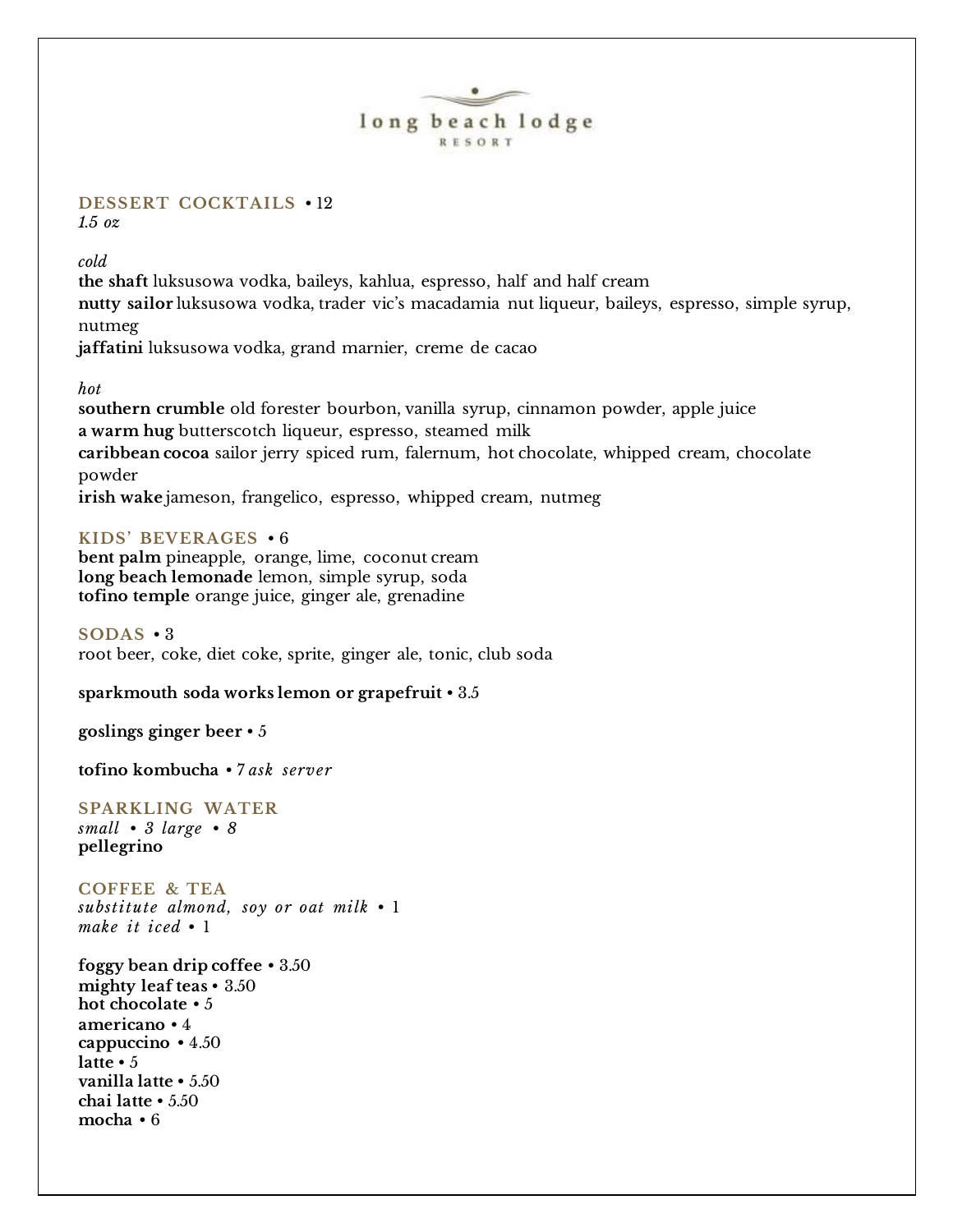long beach lodge
RESORT

## DESSERT COCKTAILS • 12
*1.5 oz*

*cold*

**the shaft** luksusowa vodka, baileys, kahlua, espresso, half and half cream
**nutty sailor** luksusowa vodka, trader vic's macadamia nut liqueur, baileys, espresso, simple syrup, nutmeg
**jaffatini** luksusowa vodka, grand marnier, creme de cacao

*hot*

**southern crumble** old forester bourbon, vanilla syrup, cinnamon powder, apple juice
**a warm hug** butterscotch liqueur, espresso, steamed milk
**caribbean cocoa** sailor jerry spiced rum, falernum, hot chocolate, whipped cream, chocolate powder
**irish wake** jameson, frangelico, espresso, whipped cream, nutmeg

## KIDS' BEVERAGES • 6
**bent palm** pineapple, orange, lime, coconut cream
**long beach lemonade** lemon, simple syrup, soda
**tofino temple** orange juice, ginger ale, grenadine

## SODAS • 3
root beer, coke, diet coke, sprite, ginger ale, tonic, club soda

**sparkmouth soda works lemon or grapefruit** • 3.5

**goslings ginger beer** • 5

**tofino kombucha** • 7 *ask server*

## SPARKLING WATER
*small • 3 large • 8*
**pellegrino**

## COFFEE & TEA
*substitute almond, soy or oat milk* • 1
*make it iced* • 1

**foggy bean drip coffee** • 3.50
**mighty leaf teas** • 3.50
**hot chocolate** • 5
**americano** • 4
**cappuccino** • 4.50
**latte** • 5
**vanilla latte** • 5.50
**chai latte** • 5.50
**mocha** • 6